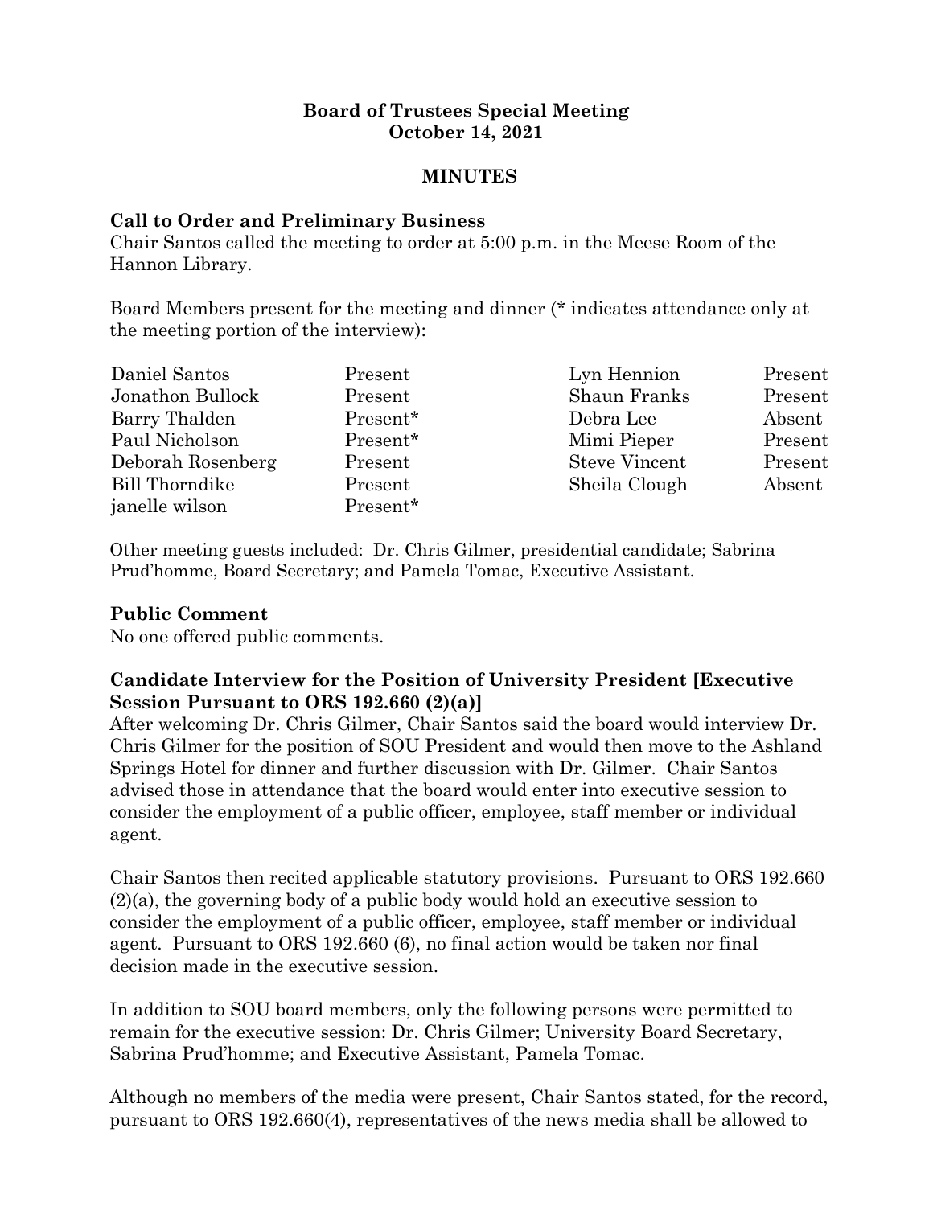**Board of Trustees Special Meeting**
**October 14, 2021**

**MINUTES**

**Call to Order and Preliminary Business**

Chair Santos called the meeting to order at 5:00 p.m. in the Meese Room of the Hannon Library.

Board Members present for the meeting and dinner (* indicates attendance only at the meeting portion of the interview):

| | | | |
|---|---|---|---|
| Daniel Santos | Present | Lyn Hennion | Present |
| Jonathon Bullock | Present | Shaun Franks | Present |
| Barry Thalden | Present* | Debra Lee | Absent |
| Paul Nicholson | Present* | Mimi Pieper | Present |
| Deborah Rosenberg | Present | Steve Vincent | Present |
| Bill Thorndike | Present | Sheila Clough | Absent |
| janelle wilson | Present* | | |

Other meeting guests included: Dr. Chris Gilmer, presidential candidate; Sabrina Prud'homme, Board Secretary; and Pamela Tomac, Executive Assistant.

**Public Comment**

No one offered public comments.

**Candidate Interview for the Position of University President [Executive Session Pursuant to ORS 192.660 (2)(a)]**

After welcoming Dr. Chris Gilmer, Chair Santos said the board would interview Dr. Chris Gilmer for the position of SOU President and would then move to the Ashland Springs Hotel for dinner and further discussion with Dr. Gilmer. Chair Santos advised those in attendance that the board would enter into executive session to consider the employment of a public officer, employee, staff member or individual agent.

Chair Santos then recited applicable statutory provisions. Pursuant to ORS 192.660 (2)(a), the governing body of a public body would hold an executive session to consider the employment of a public officer, employee, staff member or individual agent. Pursuant to ORS 192.660 (6), no final action would be taken nor final decision made in the executive session.

In addition to SOU board members, only the following persons were permitted to remain for the executive session: Dr. Chris Gilmer; University Board Secretary, Sabrina Prud'homme; and Executive Assistant, Pamela Tomac.

Although no members of the media were present, Chair Santos stated, for the record, pursuant to ORS 192.660(4), representatives of the news media shall be allowed to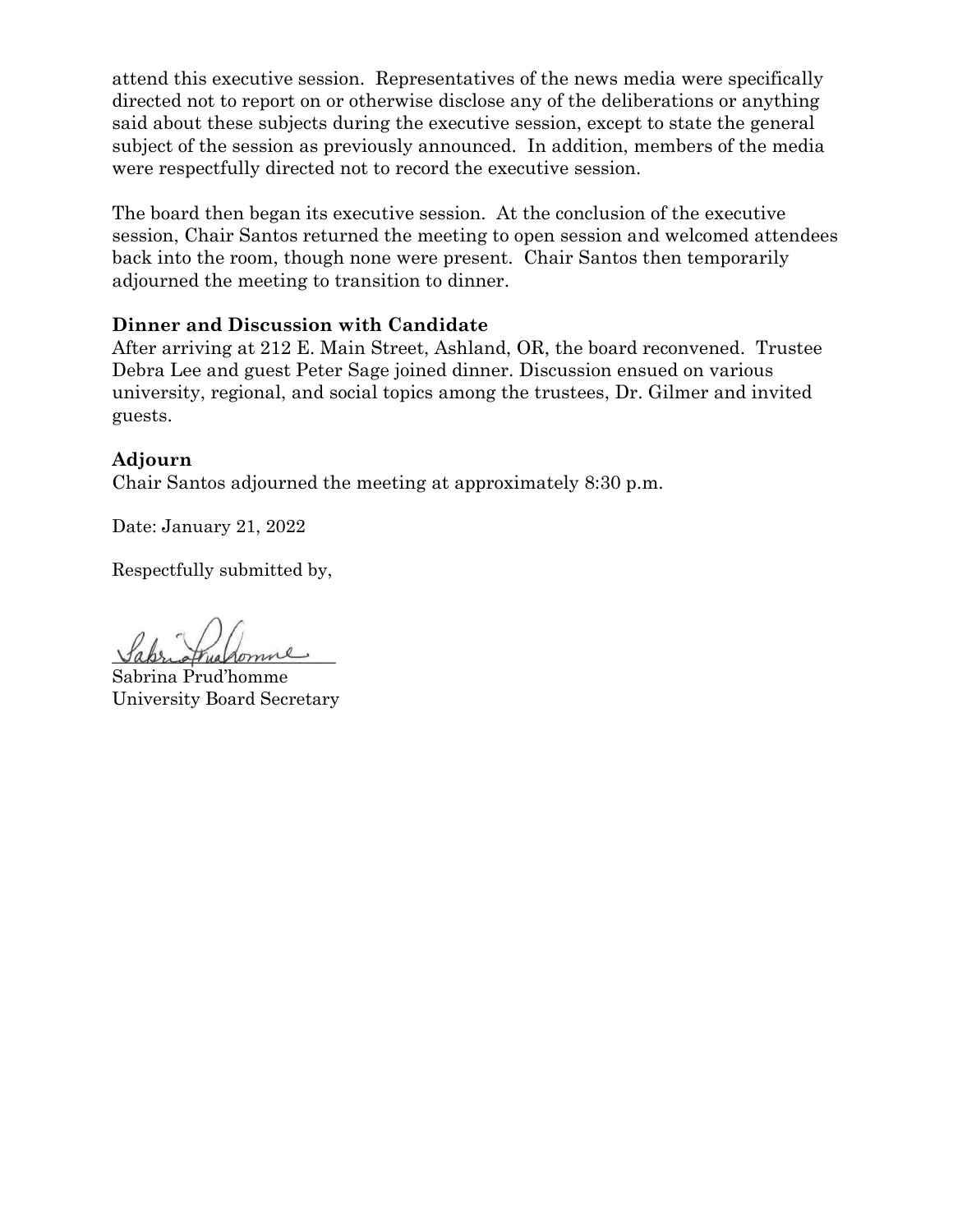attend this executive session. Representatives of the news media were specifically directed not to report on or otherwise disclose any of the deliberations or anything said about these subjects during the executive session, except to state the general subject of the session as previously announced. In addition, members of the media were respectfully directed not to record the executive session.

The board then began its executive session. At the conclusion of the executive session, Chair Santos returned the meeting to open session and welcomed attendees back into the room, though none were present. Chair Santos then temporarily adjourned the meeting to transition to dinner.

**Dinner and Discussion with Candidate**
After arriving at 212 E. Main Street, Ashland, OR, the board reconvened. Trustee Debra Lee and guest Peter Sage joined dinner. Discussion ensued on various university, regional, and social topics among the trustees, Dr. Gilmer and invited guests.

**Adjourn**
Chair Santos adjourned the meeting at approximately 8:30 p.m.

Date: January 21, 2022

Respectfully submitted by,

Sabrina Prud'homme
University Board Secretary